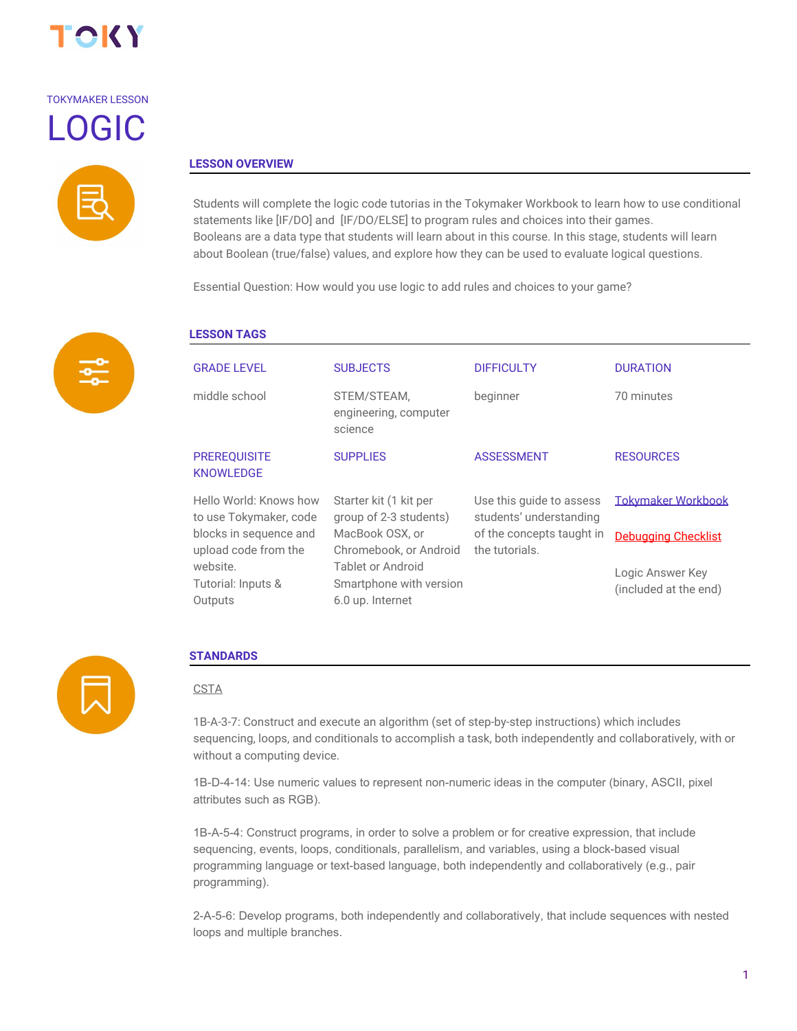TOKY

TOKYMAKER LESSON

# LOGIC

## LESSON OVERVIEW

Students will complete the logic code tutorias in the Tokymaker Workbook to learn how to use conditional statements like [IF/DO] and [IF/DO/ELSE] to program rules and choices into their games.
Booleans are a data type that students will learn about in this course. In this stage, students will learn about Boolean (true/false) values, and explore how they can be used to evaluate logical questions.

Essential Question: How would you use logic to add rules and choices to your game?

## LESSON TAGS

| GRADE LEVEL | SUBJECTS | DIFFICULTY | DURATION |
|---|---|---|---|
| middle school | STEM/STEAM, engineering, computer science | beginner | 70 minutes |

| PREREQUISITE KNOWLEDGE | SUPPLIES | ASSESSMENT | RESOURCES |
|---|---|---|---|
| Hello World: Knows how to use Tokymaker, code blocks in sequence and upload code from the website. Tutorial: Inputs & Outputs | Starter kit (1 kit per group of 2-3 students) MacBook OSX, or Chromebook, or Android Tablet or Android Smartphone with version 6.0 up. Internet | Use this guide to assess students' understanding of the concepts taught in the tutorials. | Tokymaker Workbook<br>Debugging Checklist<br>Logic Answer Key (included at the end) |

## STANDARDS

CSTA

1B-A-3-7: Construct and execute an algorithm (set of step-by-step instructions) which includes sequencing, loops, and conditionals to accomplish a task, both independently and collaboratively, with or without a computing device.

1B-D-4-14: Use numeric values to represent non-numeric ideas in the computer (binary, ASCII, pixel attributes such as RGB).

1B-A-5-4: Construct programs, in order to solve a problem or for creative expression, that include sequencing, events, loops, conditionals, parallelism, and variables, using a block-based visual programming language or text-based language, both independently and collaboratively (e.g., pair programming).

2-A-5-6: Develop programs, both independently and collaboratively, that include sequences with nested loops and multiple branches.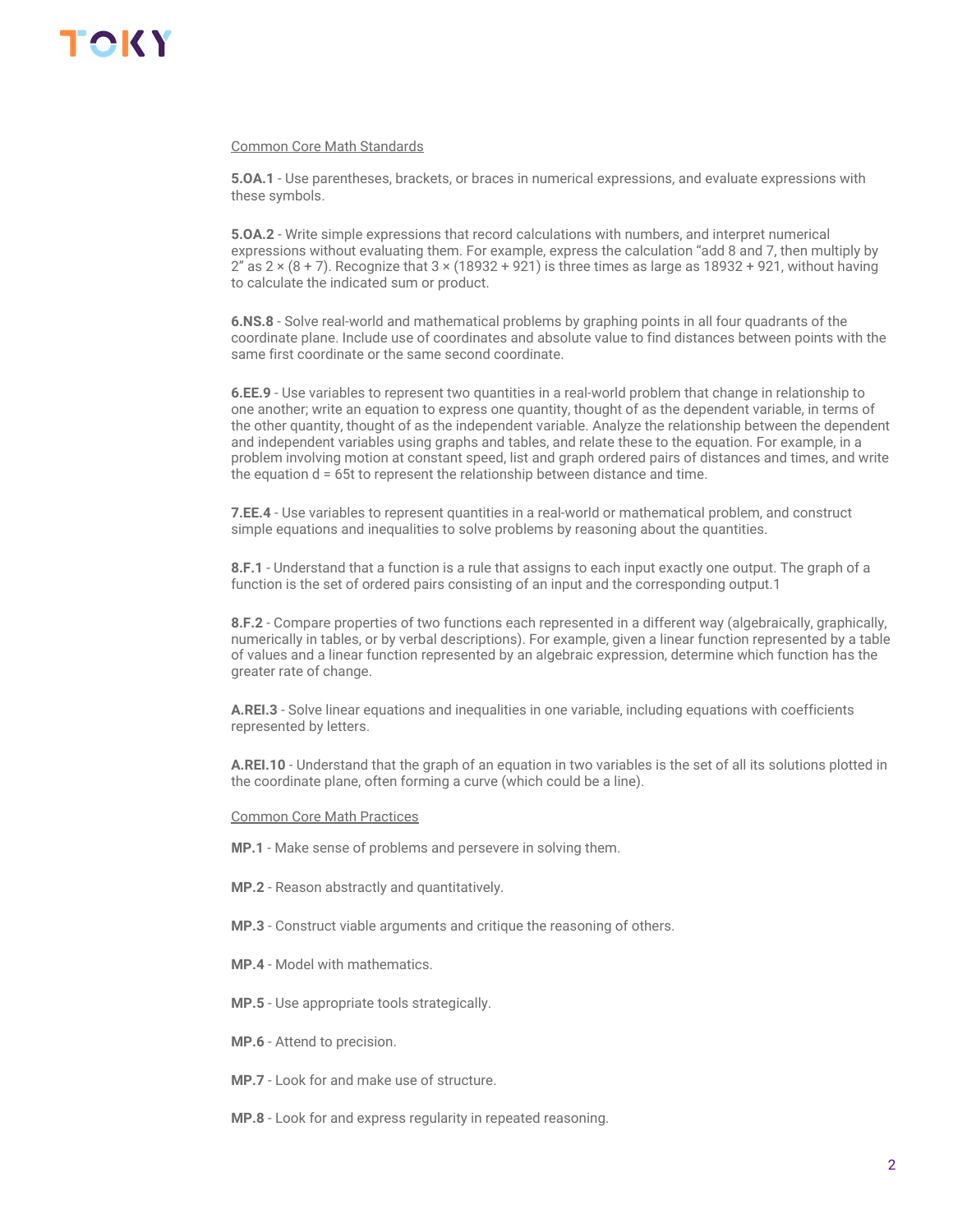Common Core Math Standards

**5.OA.1** - Use parentheses, brackets, or braces in numerical expressions, and evaluate expressions with these symbols.

**5.OA.2** - Write simple expressions that record calculations with numbers, and interpret numerical expressions without evaluating them. For example, express the calculation "add 8 and 7, then multiply by 2" as $2 \times (8 + 7)$. Recognize that $3 \times (18932 + 921)$ is three times as large as $18932 + 921$, without having to calculate the indicated sum or product.

**6.NS.8** - Solve real-world and mathematical problems by graphing points in all four quadrants of the coordinate plane. Include use of coordinates and absolute value to find distances between points with the same first coordinate or the same second coordinate.

**6.EE.9** - Use variables to represent two quantities in a real-world problem that change in relationship to one another; write an equation to express one quantity, thought of as the dependent variable, in terms of the other quantity, thought of as the independent variable. Analyze the relationship between the dependent and independent variables using graphs and tables, and relate these to the equation. For example, in a problem involving motion at constant speed, list and graph ordered pairs of distances and times, and write the equation $d = 65t$ to represent the relationship between distance and time.

**7.EE.4** - Use variables to represent quantities in a real-world or mathematical problem, and construct simple equations and inequalities to solve problems by reasoning about the quantities.

**8.F.1** - Understand that a function is a rule that assigns to each input exactly one output. The graph of a function is the set of ordered pairs consisting of an input and the corresponding output.1

**8.F.2** - Compare properties of two functions each represented in a different way (algebraically, graphically, numerically in tables, or by verbal descriptions). For example, given a linear function represented by a table of values and a linear function represented by an algebraic expression, determine which function has the greater rate of change.

**A.REI.3** - Solve linear equations and inequalities in one variable, including equations with coefficients represented by letters.

**A.REI.10** - Understand that the graph of an equation in two variables is the set of all its solutions plotted in the coordinate plane, often forming a curve (which could be a line).

Common Core Math Practices

**MP.1** - Make sense of problems and persevere in solving them.

**MP.2** - Reason abstractly and quantitatively.

**MP.3** - Construct viable arguments and critique the reasoning of others.

**MP.4** - Model with mathematics.

**MP.5** - Use appropriate tools strategically.

**MP.6** - Attend to precision.

**MP.7** - Look for and make use of structure.

**MP.8** - Look for and express regularity in repeated reasoning.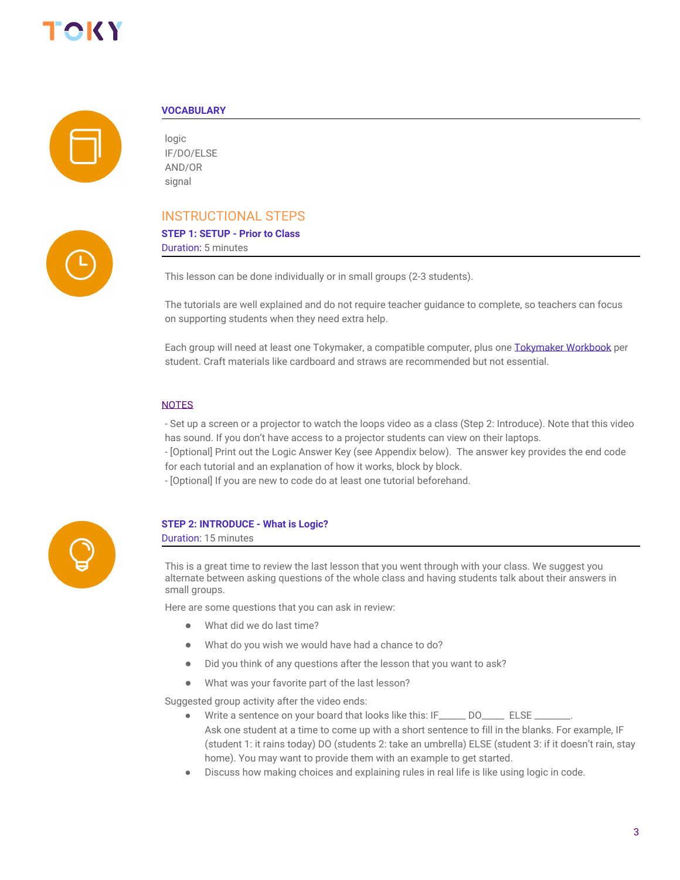### VOCABULARY

logic
IF/DO/ELSE
AND/OR
signal

## INSTRUCTIONAL STEPS

### STEP 1: SETUP - Prior to Class

Duration: 5 minutes

This lesson can be done individually or in small groups (2-3 students).

The tutorials are well explained and do not require teacher guidance to complete, so teachers can focus on supporting students when they need extra help.

Each group will need at least one Tokymaker, a compatible computer, plus one Tokymaker Workbook per student. Craft materials like cardboard and straws are recommended but not essential.

NOTES

- Set up a screen or a projector to watch the loops video as a class (Step 2: Introduce). Note that this video has sound. If you don't have access to a projector students can view on their laptops.
- [Optional] Print out the Logic Answer Key (see Appendix below). The answer key provides the end code for each tutorial and an explanation of how it works, block by block.
- [Optional] If you are new to code do at least one tutorial beforehand.

### STEP 2: INTRODUCE - What is Logic?

Duration: 15 minutes

This is a great time to review the last lesson that you went through with your class. We suggest you alternate between asking questions of the whole class and having students talk about their answers in small groups.

Here are some questions that you can ask in review:

- What did we do last time?
- What do you wish we would have had a chance to do?
- Did you think of any questions after the lesson that you want to ask?
- What was your favorite part of the last lesson?

Suggested group activity after the video ends:

- Write a sentence on your board that looks like this: IF_____ DO_____ ELSE ________.
  Ask one student at a time to come up with a short sentence to fill in the blanks. For example, IF (student 1: it rains today) DO (students 2: take an umbrella) ELSE (student 3: if it doesn't rain, stay home). You may want to provide them with an example to get started.
- Discuss how making choices and explaining rules in real life is like using logic in code.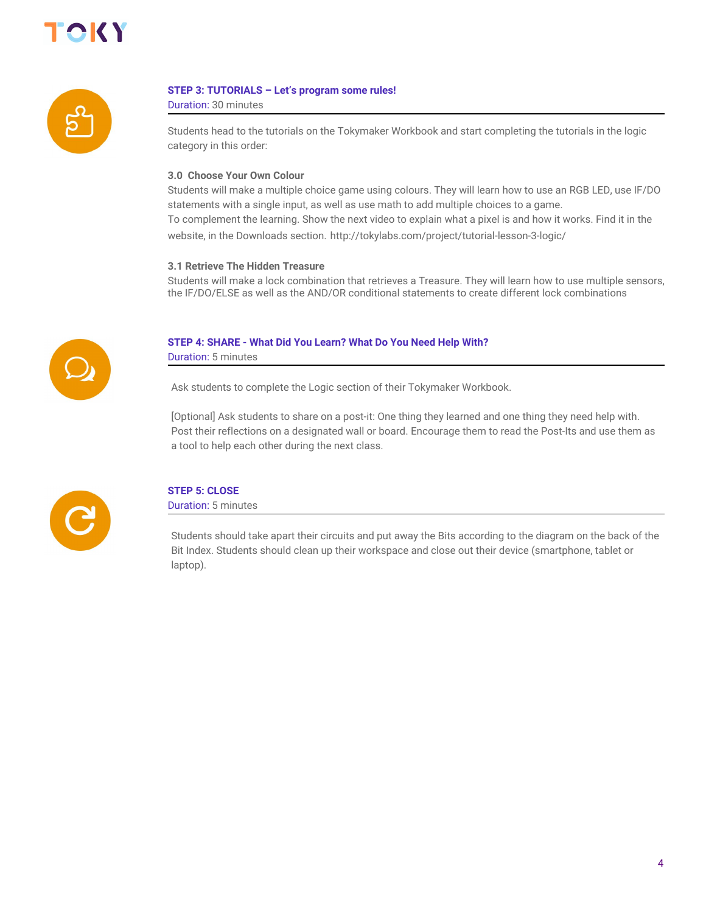## STEP 3: TUTORIALS – Let's program some rules!

Duration: 30 minutes

Students head to the tutorials on the Tokymaker Workbook and start completing the tutorials in the logic category in this order:

### 3.0 Choose Your Own Colour

Students will make a multiple choice game using colours. They will learn how to use an RGB LED, use IF/DO statements with a single input, as well as use math to add multiple choices to a game.
To complement the learning. Show the next video to explain what a pixel is and how it works. Find it in the website, in the Downloads section. http://tokylabs.com/project/tutorial-lesson-3-logic/

### 3.1 Retrieve The Hidden Treasure

Students will make a lock combination that retrieves a Treasure. They will learn how to use multiple sensors, the IF/DO/ELSE as well as the AND/OR conditional statements to create different lock combinations

## STEP 4: SHARE - What Did You Learn? What Do You Need Help With?

Duration: 5 minutes

Ask students to complete the Logic section of their Tokymaker Workbook.

[Optional] Ask students to share on a post-it: One thing they learned and one thing they need help with. Post their reflections on a designated wall or board. Encourage them to read the Post-Its and use them as a tool to help each other during the next class.

## STEP 5: CLOSE

Duration: 5 minutes

Students should take apart their circuits and put away the Bits according to the diagram on the back of the Bit Index. Students should clean up their workspace and close out their device (smartphone, tablet or laptop).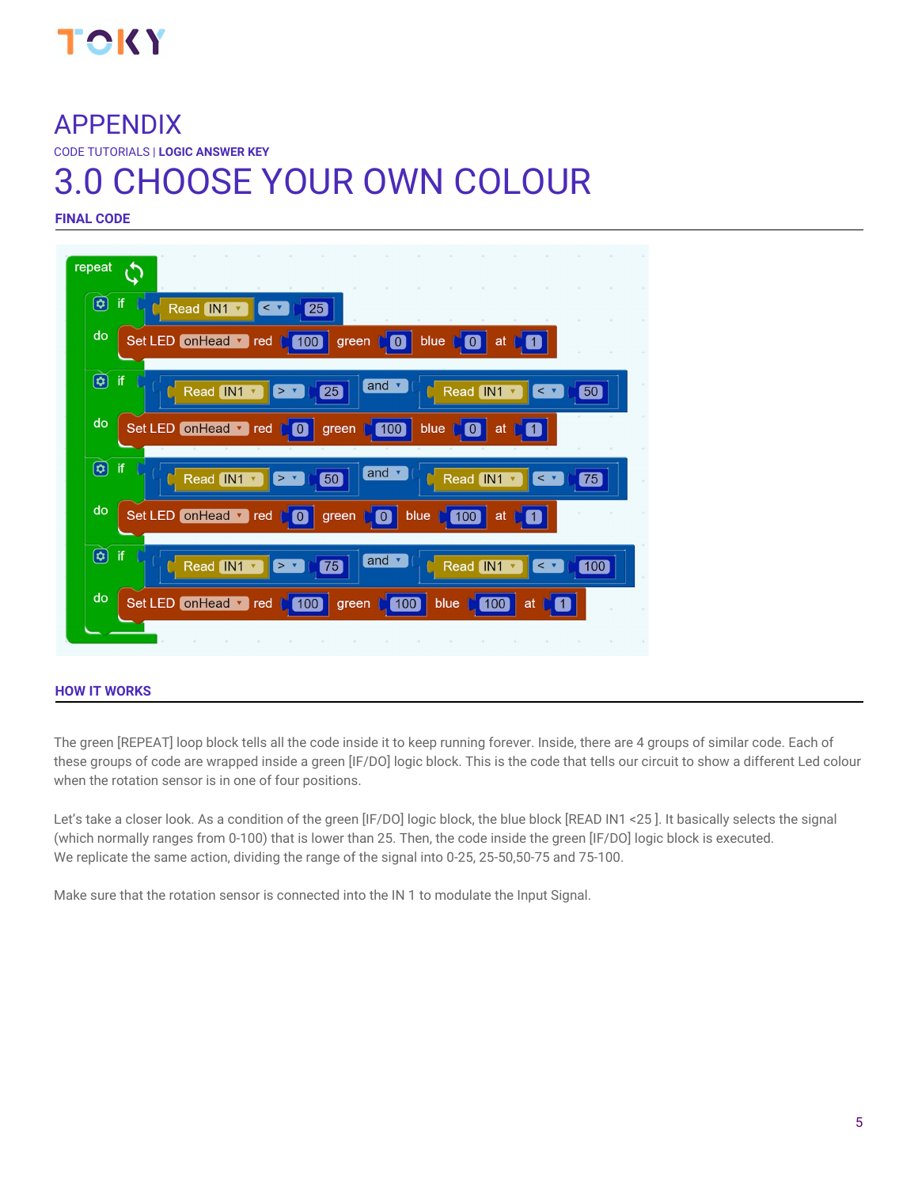# APPENDIX

CODE TUTORIALS | **LOGIC ANSWER KEY**

# 3.0 CHOOSE YOUR OWN COLOUR

**FINAL CODE**

```
repeat
  if   Read IN1 < 25
  do   Set LED onHead red 100 green 0 blue 0 at 1
  if   Read IN1 > 25 and Read IN1 < 50
  do   Set LED onHead red 0 green 100 blue 0 at 1
  if   Read IN1 > 50 and Read IN1 < 75
  do   Set LED onHead red 0 green 0 blue 100 at 1
  if   Read IN1 > 75 and Read IN1 < 100
  do   Set LED onHead red 100 green 100 blue 100 at 1
```

**HOW IT WORKS**

The green [REPEAT] loop block tells all the code inside it to keep running forever. Inside, there are 4 groups of similar code. Each of these groups of code are wrapped inside a green [IF/DO] logic block. This is the code that tells our circuit to show a different Led colour when the rotation sensor is in one of four positions.

Let's take a closer look. As a condition of the green [IF/DO] logic block, the blue block [READ IN1 <25 ]. It basically selects the signal (which normally ranges from 0-100) that is lower than 25. Then, the code inside the green [IF/DO] logic block is executed. We replicate the same action, dividing the range of the signal into 0-25, 25-50,50-75 and 75-100.

Make sure that the rotation sensor is connected into the IN 1 to modulate the Input Signal.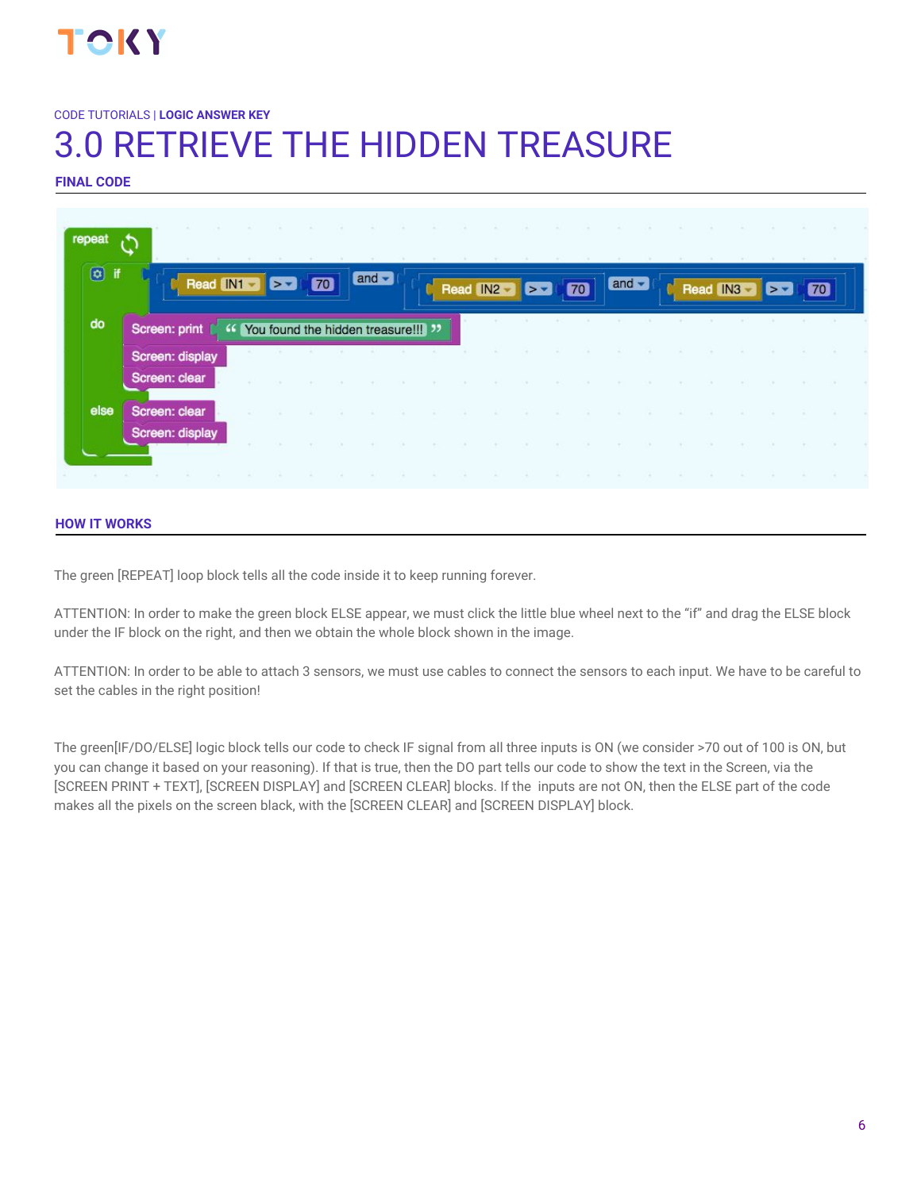CODE TUTORIALS | **LOGIC ANSWER KEY**

# 3.0 RETRIEVE THE HIDDEN TREASURE

## FINAL CODE

```
repeat
  if  Read IN1 > 70  and  Read IN2 > 70  and  Read IN3 > 70
  do    Screen: print "You found the hidden treasure!!!"
        Screen: display
        Screen: clear
  else  Screen: clear
        Screen: display
```

## HOW IT WORKS

The green [REPEAT] loop block tells all the code inside it to keep running forever.

ATTENTION: In order to make the green block ELSE appear, we must click the little blue wheel next to the "if" and drag the ELSE block under the IF block on the right, and then we obtain the whole block shown in the image.

ATTENTION: In order to be able to attach 3 sensors, we must use cables to connect the sensors to each input. We have to be careful to set the cables in the right position!

The green[IF/DO/ELSE] logic block tells our code to check IF signal from all three inputs is ON (we consider >70 out of 100 is ON, but you can change it based on your reasoning). If that is true, then the DO part tells our code to show the text in the Screen, via the [SCREEN PRINT + TEXT], [SCREEN DISPLAY] and [SCREEN CLEAR] blocks. If the inputs are not ON, then the ELSE part of the code makes all the pixels on the screen black, with the [SCREEN CLEAR] and [SCREEN DISPLAY] block.